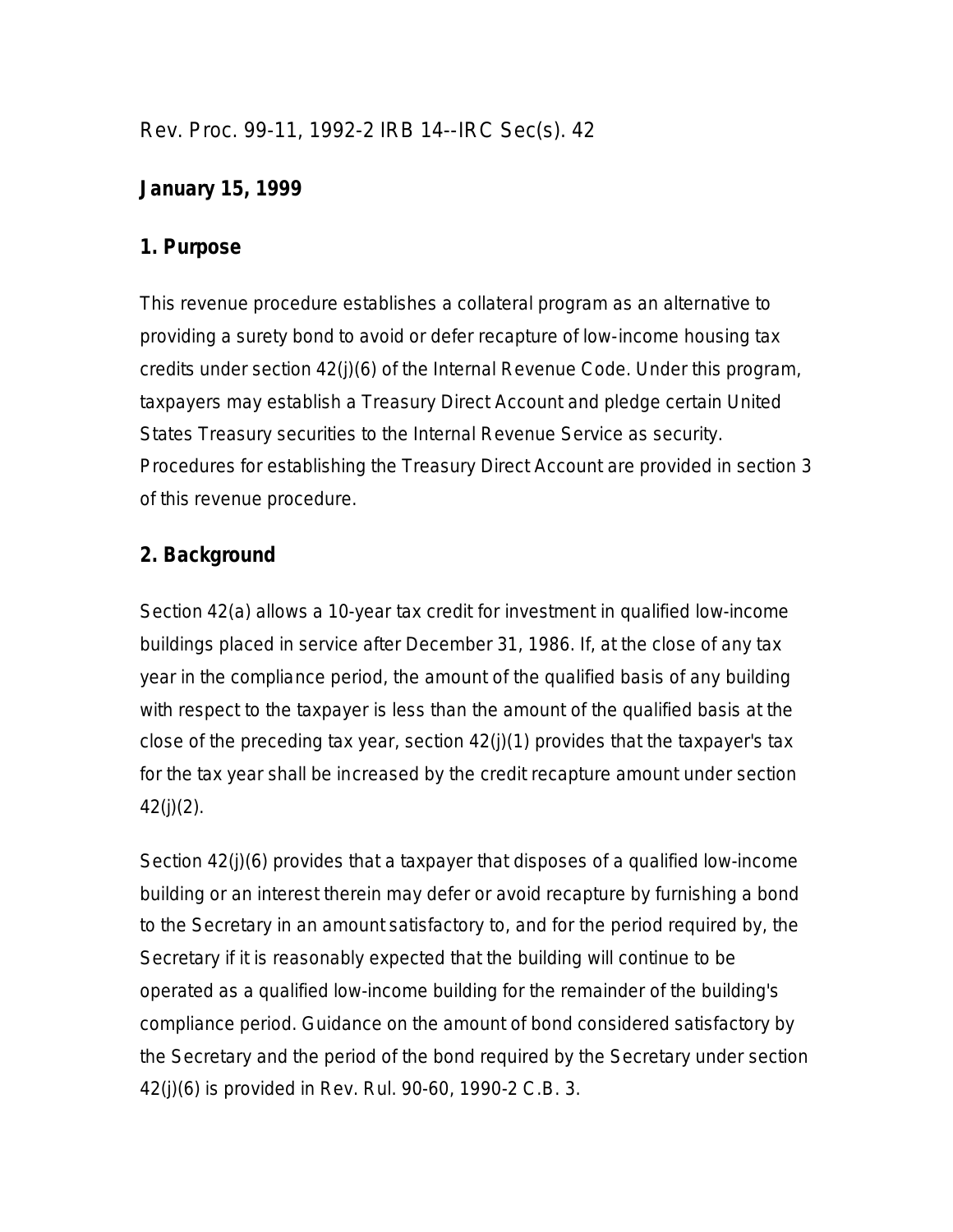Rev. Proc. 99-11, 1992-2 IRB 14--IRC Sec(s). 42

**January 15, 1999**

## 1. Purpose

This revenue procedure establishes a collateral program as an alternative to providing a surety bond to avoid or defer recapture of low-income housing tax credits under section 42(j)(6) of the Internal Revenue Code. Under this program, taxpayers may establish a Treasury Direct Account and pledge certain United States Treasury securities to the Internal Revenue Service as security. Procedures for establishing the Treasury Direct Account are provided in section 3 of this revenue procedure.

## 2. Background

Section 42(a) allows a 10-year tax credit for investment in qualified low-income buildings placed in service after December 31, 1986. If, at the close of any tax year in the compliance period, the amount of the qualified basis of any building with respect to the taxpayer is less than the amount of the qualified basis at the close of the preceding tax year, section 42(j)(1) provides that the taxpayer's tax for the tax year shall be increased by the credit recapture amount under section 42(j)(2).

Section 42(j)(6) provides that a taxpayer that disposes of a qualified low-income building or an interest therein may defer or avoid recapture by furnishing a bond to the Secretary in an amount satisfactory to, and for the period required by, the Secretary if it is reasonably expected that the building will continue to be operated as a qualified low-income building for the remainder of the building's compliance period. Guidance on the amount of bond considered satisfactory by the Secretary and the period of the bond required by the Secretary under section 42(j)(6) is provided in Rev. Rul. 90-60, 1990-2 C.B. 3.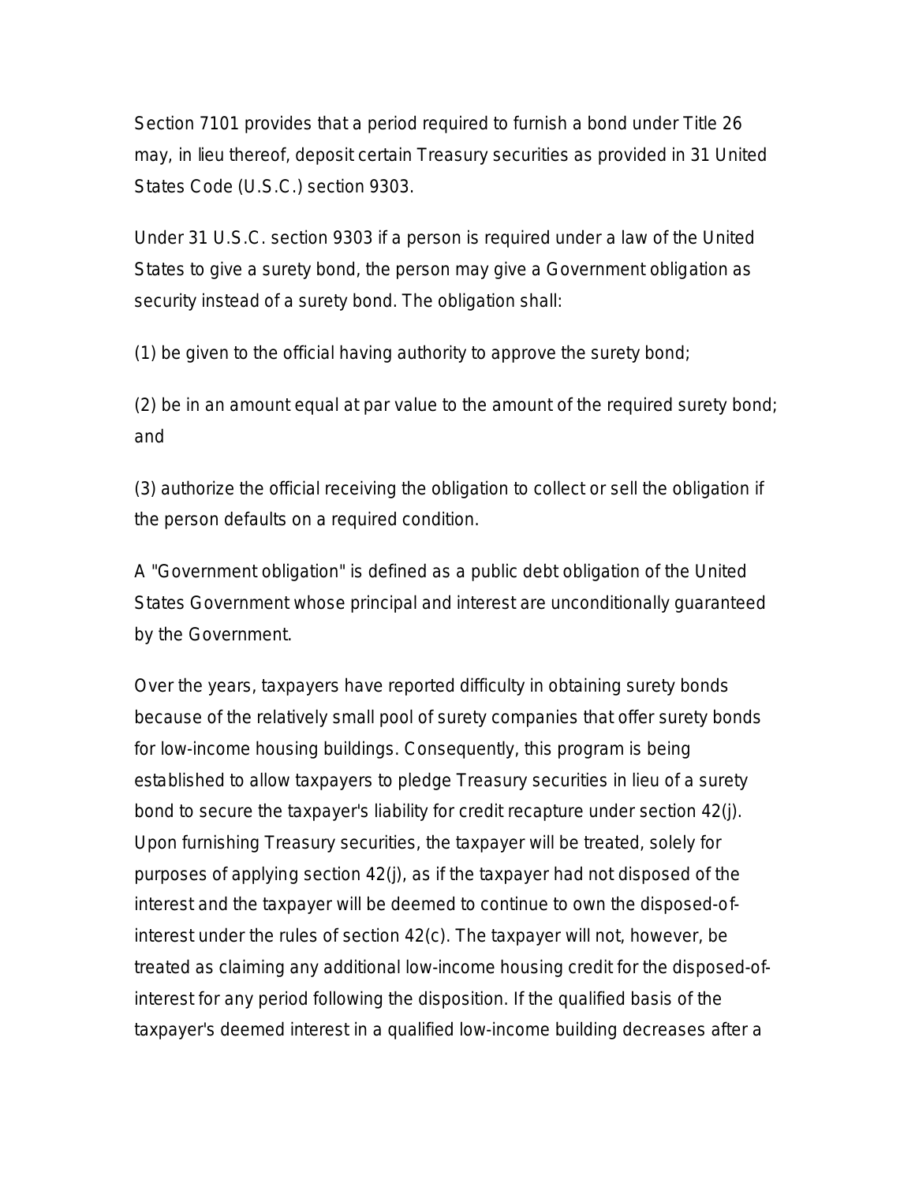Section 7101 provides that a period required to furnish a bond under Title 26 may, in lieu thereof, deposit certain Treasury securities as provided in 31 United States Code (U.S.C.) section 9303.

Under 31 U.S.C. section 9303 if a person is required under a law of the United States to give a surety bond, the person may give a Government obligation as security instead of a surety bond. The obligation shall:

(1) be given to the official having authority to approve the surety bond;

(2) be in an amount equal at par value to the amount of the required surety bond; and

(3) authorize the official receiving the obligation to collect or sell the obligation if the person defaults on a required condition.

A "Government obligation" is defined as a public debt obligation of the United States Government whose principal and interest are unconditionally guaranteed by the Government.

Over the years, taxpayers have reported difficulty in obtaining surety bonds because of the relatively small pool of surety companies that offer surety bonds for low-income housing buildings. Consequently, this program is being established to allow taxpayers to pledge Treasury securities in lieu of a surety bond to secure the taxpayer's liability for credit recapture under section 42(j). Upon furnishing Treasury securities, the taxpayer will be treated, solely for purposes of applying section 42(j), as if the taxpayer had not disposed of the interest and the taxpayer will be deemed to continue to own the disposed-of-interest under the rules of section 42(c). The taxpayer will not, however, be treated as claiming any additional low-income housing credit for the disposed-of-interest for any period following the disposition. If the qualified basis of the taxpayer's deemed interest in a qualified low-income building decreases after a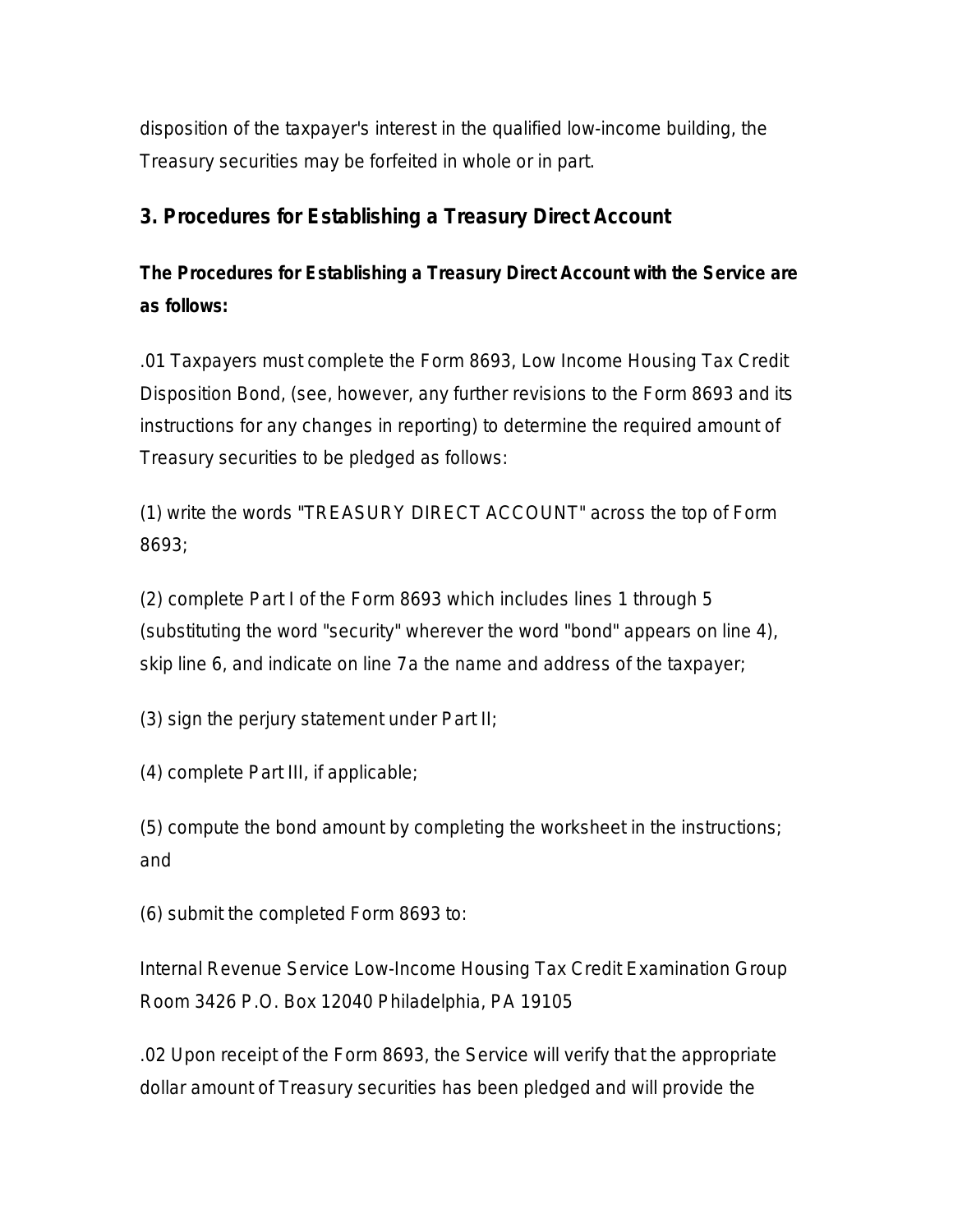disposition of the taxpayer's interest in the qualified low-income building, the Treasury securities may be forfeited in whole or in part.

## 3. Procedures for Establishing a Treasury Direct Account

**The Procedures for Establishing a Treasury Direct Account with the Service are as follows:**

.01 Taxpayers must complete the Form 8693, Low Income Housing Tax Credit Disposition Bond, (see, however, any further revisions to the Form 8693 and its instructions for any changes in reporting) to determine the required amount of Treasury securities to be pledged as follows:

(1) write the words "TREASURY DIRECT ACCOUNT" across the top of Form 8693;

(2) complete Part I of the Form 8693 which includes lines 1 through 5 (substituting the word "security" wherever the word "bond" appears on line 4), skip line 6, and indicate on line 7a the name and address of the taxpayer;

(3) sign the perjury statement under Part II;

(4) complete Part III, if applicable;

(5) compute the bond amount by completing the worksheet in the instructions; and

(6) submit the completed Form 8693 to:

Internal Revenue Service Low-Income Housing Tax Credit Examination Group Room 3426 P.O. Box 12040 Philadelphia, PA 19105

.02 Upon receipt of the Form 8693, the Service will verify that the appropriate dollar amount of Treasury securities has been pledged and will provide the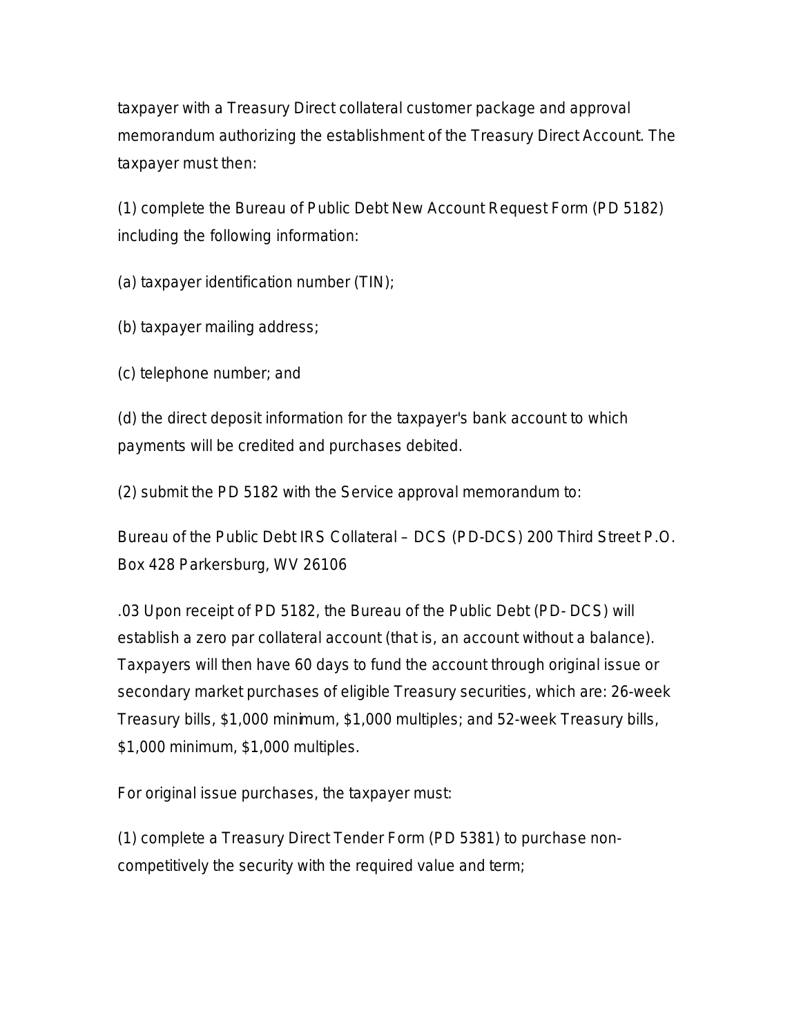taxpayer with a Treasury Direct collateral customer package and approval memorandum authorizing the establishment of the Treasury Direct Account. The taxpayer must then:

(1) complete the Bureau of Public Debt New Account Request Form (PD 5182) including the following information:

(a) taxpayer identification number (TIN);

(b) taxpayer mailing address;

(c) telephone number; and

(d) the direct deposit information for the taxpayer's bank account to which payments will be credited and purchases debited.

(2) submit the PD 5182 with the Service approval memorandum to:

Bureau of the Public Debt IRS Collateral – DCS (PD-DCS) 200 Third Street P.O. Box 428 Parkersburg, WV 26106

.03 Upon receipt of PD 5182, the Bureau of the Public Debt (PD- DCS) will establish a zero par collateral account (that is, an account without a balance). Taxpayers will then have 60 days to fund the account through original issue or secondary market purchases of eligible Treasury securities, which are: 26-week Treasury bills, $1,000 minimum, $1,000 multiples; and 52-week Treasury bills, $1,000 minimum, $1,000 multiples.

For original issue purchases, the taxpayer must:

(1) complete a Treasury Direct Tender Form (PD 5381) to purchase non-competitively the security with the required value and term;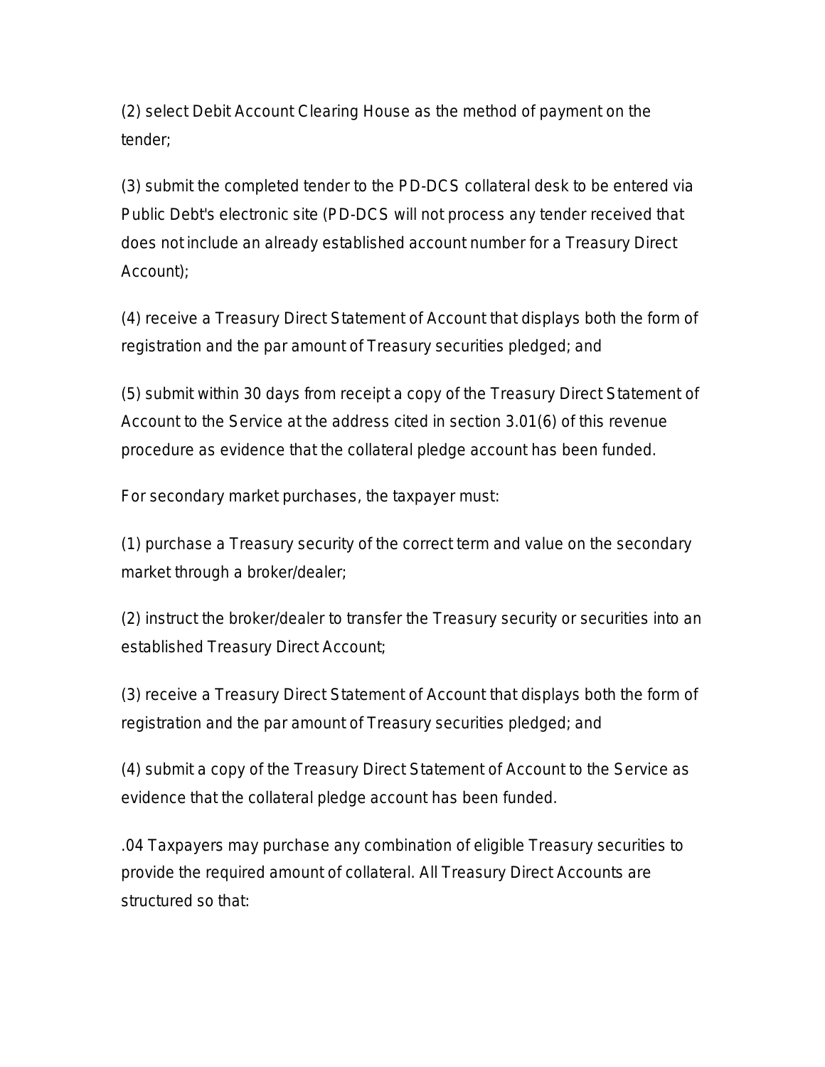(2) select Debit Account Clearing House as the method of payment on the tender;

(3) submit the completed tender to the PD-DCS collateral desk to be entered via Public Debt's electronic site (PD-DCS will not process any tender received that does not include an already established account number for a Treasury Direct Account);

(4) receive a Treasury Direct Statement of Account that displays both the form of registration and the par amount of Treasury securities pledged; and

(5) submit within 30 days from receipt a copy of the Treasury Direct Statement of Account to the Service at the address cited in section 3.01(6) of this revenue procedure as evidence that the collateral pledge account has been funded.

For secondary market purchases, the taxpayer must:

(1) purchase a Treasury security of the correct term and value on the secondary market through a broker/dealer;

(2) instruct the broker/dealer to transfer the Treasury security or securities into an established Treasury Direct Account;

(3) receive a Treasury Direct Statement of Account that displays both the form of registration and the par amount of Treasury securities pledged; and

(4) submit a copy of the Treasury Direct Statement of Account to the Service as evidence that the collateral pledge account has been funded.

.04 Taxpayers may purchase any combination of eligible Treasury securities to provide the required amount of collateral. All Treasury Direct Accounts are structured so that: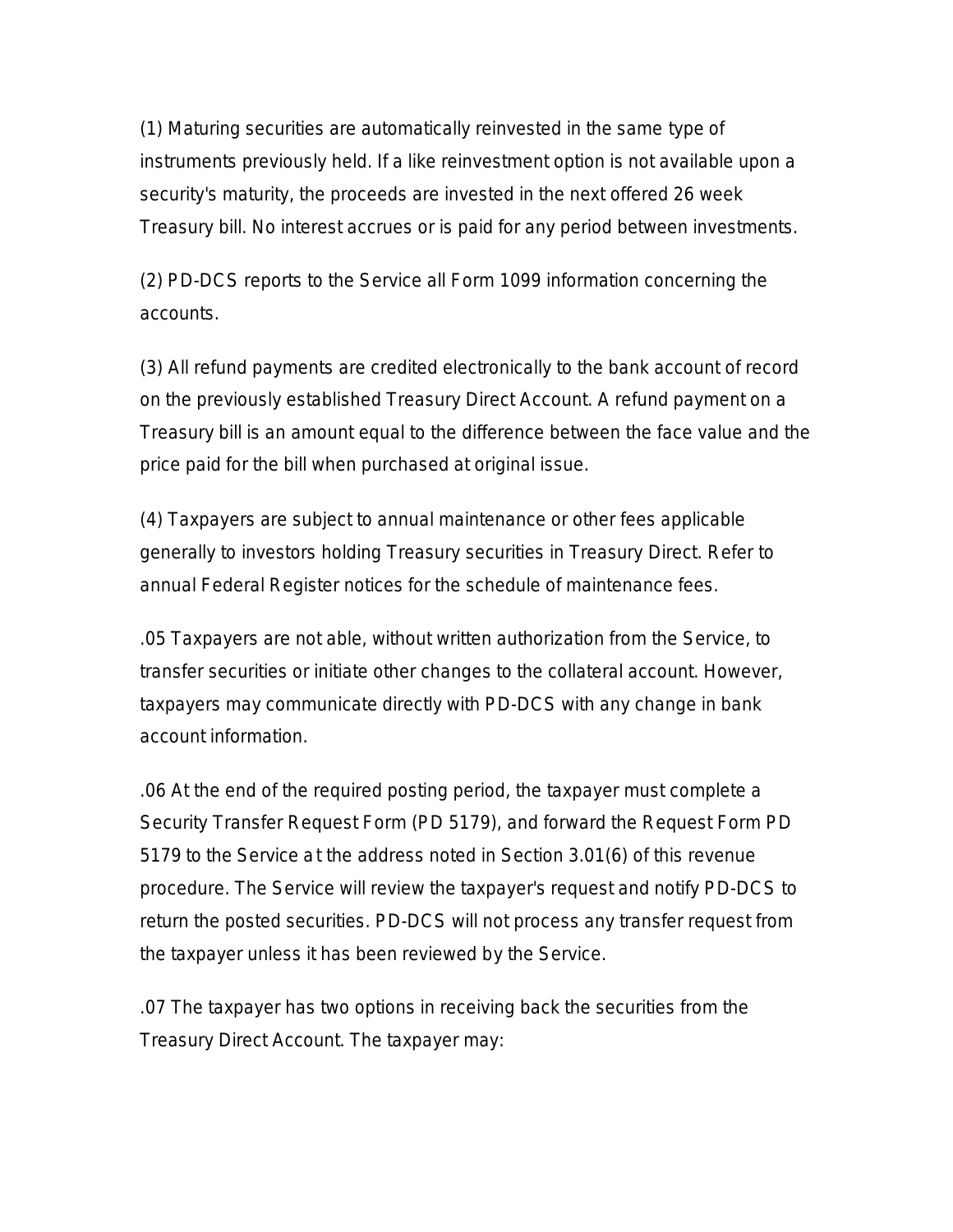(1) Maturing securities are automatically reinvested in the same type of instruments previously held. If a like reinvestment option is not available upon a security's maturity, the proceeds are invested in the next offered 26 week Treasury bill. No interest accrues or is paid for any period between investments.

(2) PD-DCS reports to the Service all Form 1099 information concerning the accounts.

(3) All refund payments are credited electronically to the bank account of record on the previously established Treasury Direct Account. A refund payment on a Treasury bill is an amount equal to the difference between the face value and the price paid for the bill when purchased at original issue.

(4) Taxpayers are subject to annual maintenance or other fees applicable generally to investors holding Treasury securities in Treasury Direct. Refer to annual Federal Register notices for the schedule of maintenance fees.

.05 Taxpayers are not able, without written authorization from the Service, to transfer securities or initiate other changes to the collateral account. However, taxpayers may communicate directly with PD-DCS with any change in bank account information.

.06 At the end of the required posting period, the taxpayer must complete a Security Transfer Request Form (PD 5179), and forward the Request Form PD 5179 to the Service at the address noted in Section 3.01(6) of this revenue procedure. The Service will review the taxpayer's request and notify PD-DCS to return the posted securities. PD-DCS will not process any transfer request from the taxpayer unless it has been reviewed by the Service.

.07 The taxpayer has two options in receiving back the securities from the Treasury Direct Account. The taxpayer may: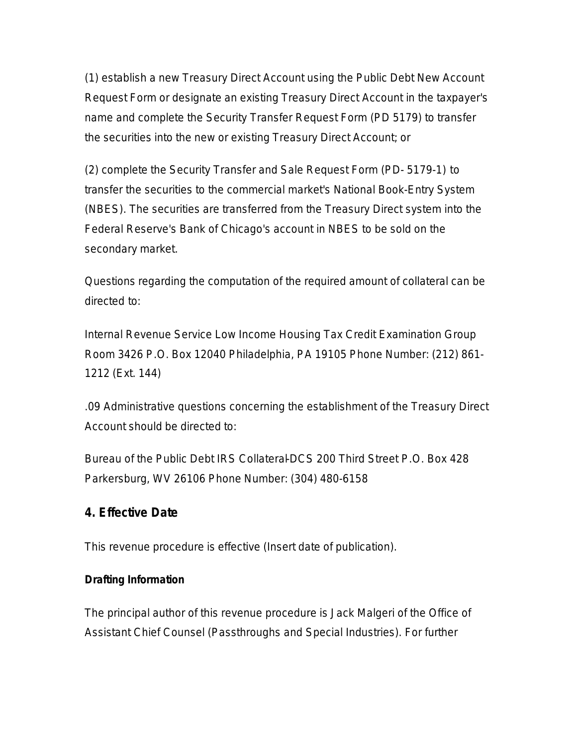(1) establish a new Treasury Direct Account using the Public Debt New Account Request Form or designate an existing Treasury Direct Account in the taxpayer's name and complete the Security Transfer Request Form (PD 5179) to transfer the securities into the new or existing Treasury Direct Account; or

(2) complete the Security Transfer and Sale Request Form (PD- 5179-1) to transfer the securities to the commercial market's National Book-Entry System (NBES). The securities are transferred from the Treasury Direct system into the Federal Reserve's Bank of Chicago's account in NBES to be sold on the secondary market.

Questions regarding the computation of the required amount of collateral can be directed to:

Internal Revenue Service Low Income Housing Tax Credit Examination Group Room 3426 P.O. Box 12040 Philadelphia, PA 19105 Phone Number: (212) 861-1212 (Ext. 144)

.09 Administrative questions concerning the establishment of the Treasury Direct Account should be directed to:

Bureau of the Public Debt IRS Collateral-DCS 200 Third Street P.O. Box 428 Parkersburg, WV 26106 Phone Number: (304) 480-6158

## 4. Effective Date

This revenue procedure is effective (Insert date of publication).

**Drafting Information**

The principal author of this revenue procedure is Jack Malgeri of the Office of Assistant Chief Counsel (Passthroughs and Special Industries). For further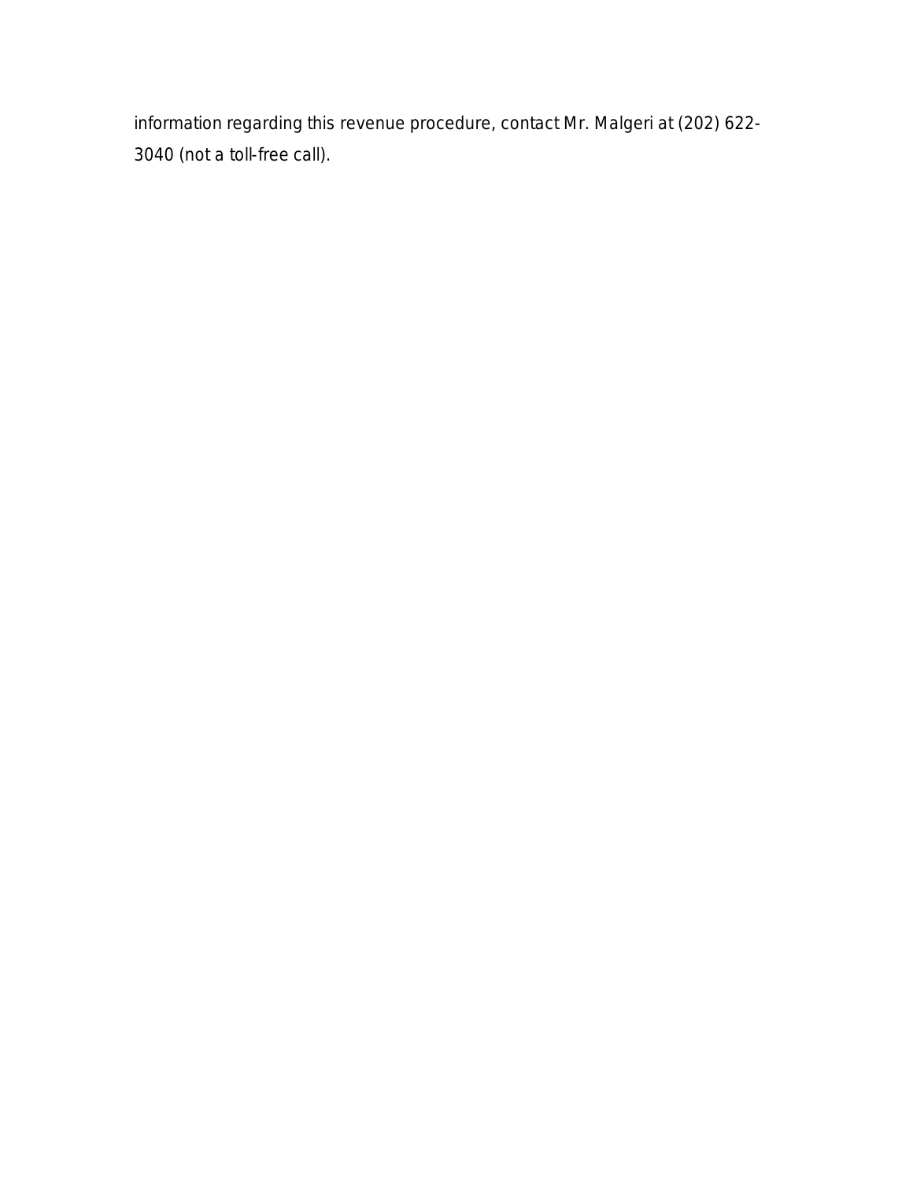information regarding this revenue procedure, contact Mr. Malgeri at (202) 622-3040 (not a toll-free call).